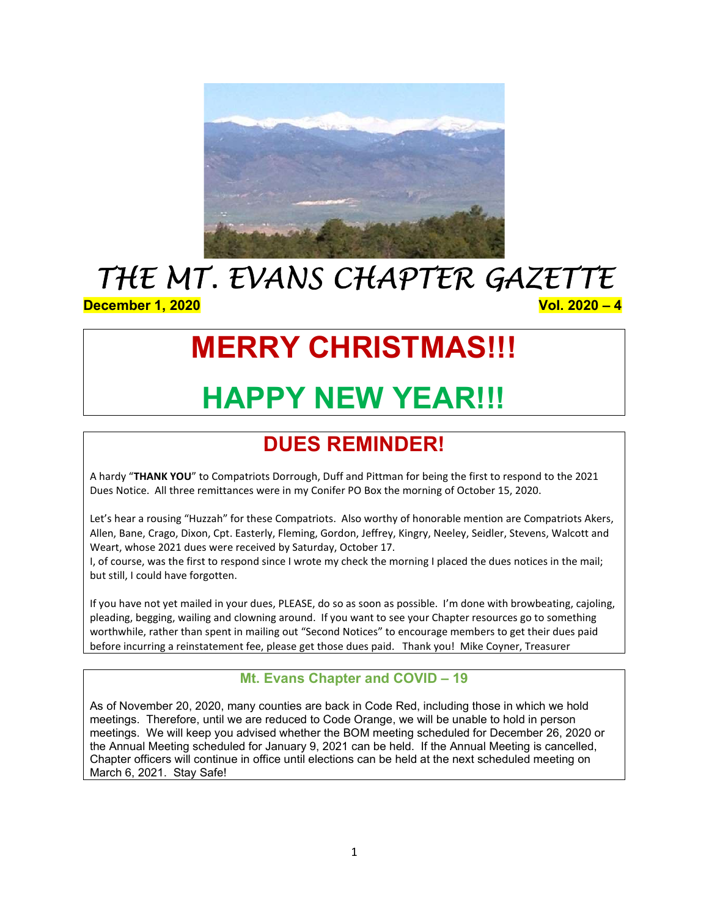# THE MT. EVANS CHAPTER GAZETTE

**December 1, 2020** **Vol. 2020 – 4**

# MERRY CHRISTMAS!!!

# HAPPY NEW YEAR!!!

## DUES REMINDER!

A hardy "**THANK YOU**" to Compatriots Dorrough, Duff and Pittman for being the first to respond to the 2021 Dues Notice. All three remittances were in my Conifer PO Box the morning of October 15, 2020.

Let's hear a rousing "Huzzah" for these Compatriots. Also worthy of honorable mention are Compatriots Akers, Allen, Bane, Crago, Dixon, Cpt. Easterly, Fleming, Gordon, Jeffrey, Kingry, Neeley, Seidler, Stevens, Walcott and Weart, whose 2021 dues were received by Saturday, October 17.
I, of course, was the first to respond since I wrote my check the morning I placed the dues notices in the mail; but still, I could have forgotten.

If you have not yet mailed in your dues, PLEASE, do so as soon as possible. I'm done with browbeating, cajoling, pleading, begging, wailing and clowning around. If you want to see your Chapter resources go to something worthwhile, rather than spent in mailing out "Second Notices" to encourage members to get their dues paid before incurring a reinstatement fee, please get those dues paid. Thank you! Mike Coyner, Treasurer

### Mt. Evans Chapter and COVID – 19

As of November 20, 2020, many counties are back in Code Red, including those in which we hold meetings. Therefore, until we are reduced to Code Orange, we will be unable to hold in person meetings. We will keep you advised whether the BOM meeting scheduled for December 26, 2020 or the Annual Meeting scheduled for January 9, 2021 can be held. If the Annual Meeting is cancelled, Chapter officers will continue in office until elections can be held at the next scheduled meeting on March 6, 2021. Stay Safe!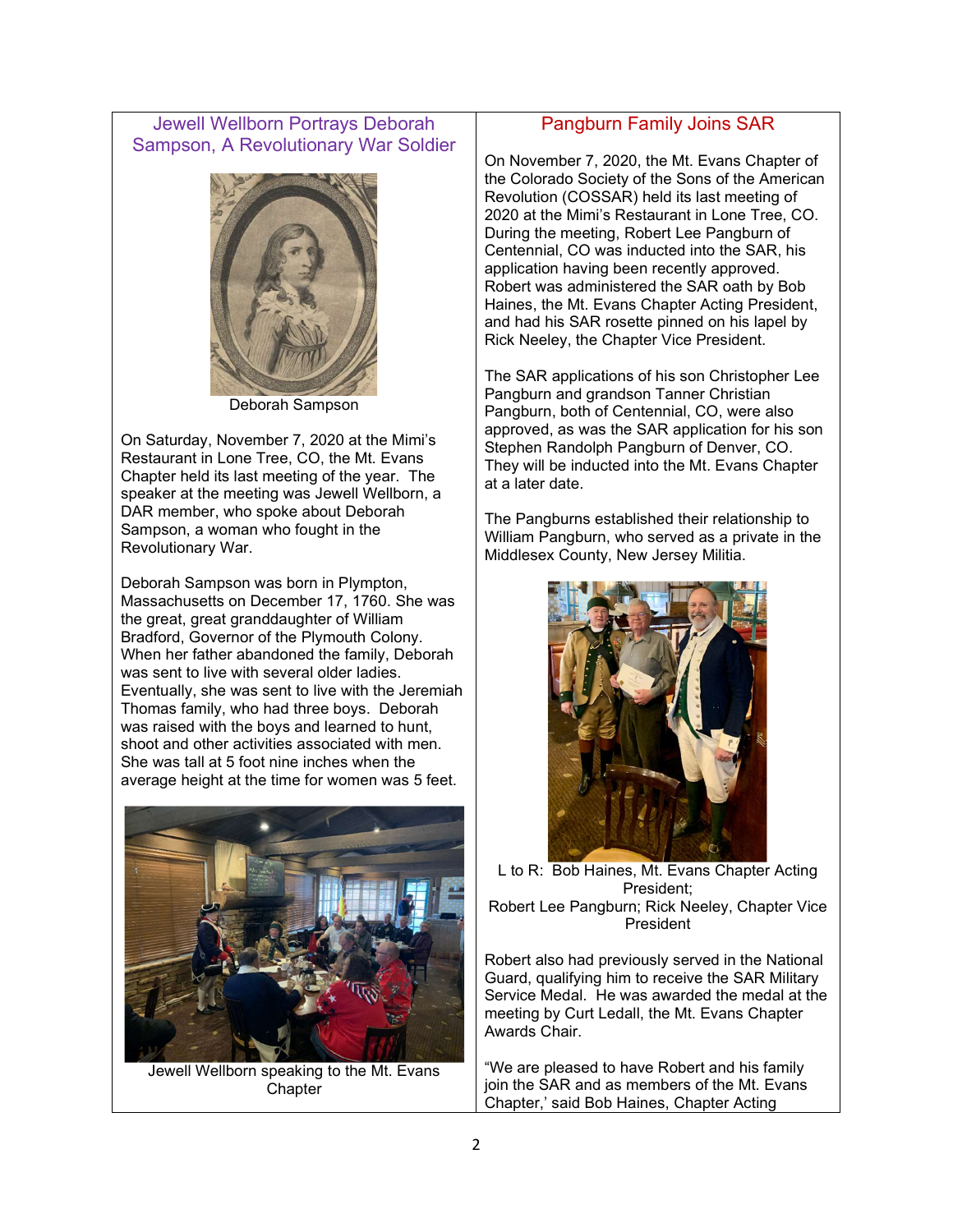## Jewell Wellborn Portrays Deborah Sampson, A Revolutionary War Soldier

Deborah Sampson

On Saturday, November 7, 2020 at the Mimi's Restaurant in Lone Tree, CO, the Mt. Evans Chapter held its last meeting of the year. The speaker at the meeting was Jewell Wellborn, a DAR member, who spoke about Deborah Sampson, a woman who fought in the Revolutionary War.

Deborah Sampson was born in Plympton, Massachusetts on December 17, 1760. She was the great, great granddaughter of William Bradford, Governor of the Plymouth Colony. When her father abandoned the family, Deborah was sent to live with several older ladies. Eventually, she was sent to live with the Jeremiah Thomas family, who had three boys. Deborah was raised with the boys and learned to hunt, shoot and other activities associated with men. She was tall at 5 foot nine inches when the average height at the time for women was 5 feet.

Jewell Wellborn speaking to the Mt. Evans Chapter

## Pangburn Family Joins SAR

On November 7, 2020, the Mt. Evans Chapter of the Colorado Society of the Sons of the American Revolution (COSSAR) held its last meeting of 2020 at the Mimi's Restaurant in Lone Tree, CO. During the meeting, Robert Lee Pangburn of Centennial, CO was inducted into the SAR, his application having been recently approved. Robert was administered the SAR oath by Bob Haines, the Mt. Evans Chapter Acting President, and had his SAR rosette pinned on his lapel by Rick Neeley, the Chapter Vice President.

The SAR applications of his son Christopher Lee Pangburn and grandson Tanner Christian Pangburn, both of Centennial, CO, were also approved, as was the SAR application for his son Stephen Randolph Pangburn of Denver, CO. They will be inducted into the Mt. Evans Chapter at a later date.

The Pangburns established their relationship to William Pangburn, who served as a private in the Middlesex County, New Jersey Militia.

L to R: Bob Haines, Mt. Evans Chapter Acting President;
Robert Lee Pangburn; Rick Neeley, Chapter Vice President

Robert also had previously served in the National Guard, qualifying him to receive the SAR Military Service Medal. He was awarded the medal at the meeting by Curt Ledall, the Mt. Evans Chapter Awards Chair.

"We are pleased to have Robert and his family join the SAR and as members of the Mt. Evans Chapter,' said Bob Haines, Chapter Acting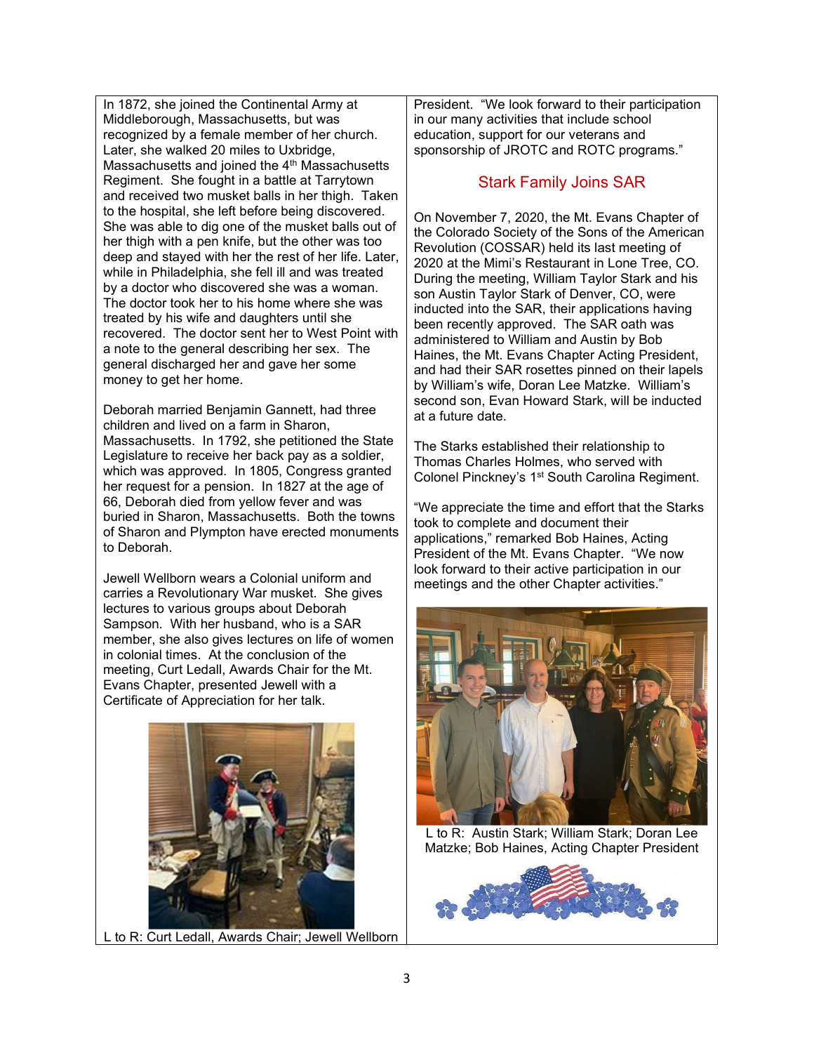In 1872, she joined the Continental Army at Middleborough, Massachusetts, but was recognized by a female member of her church. Later, she walked 20 miles to Uxbridge, Massachusetts and joined the 4th Massachusetts Regiment. She fought in a battle at Tarrytown and received two musket balls in her thigh. Taken to the hospital, she left before being discovered. She was able to dig one of the musket balls out of her thigh with a pen knife, but the other was too deep and stayed with her the rest of her life. Later, while in Philadelphia, she fell ill and was treated by a doctor who discovered she was a woman. The doctor took her to his home where she was treated by his wife and daughters until she recovered. The doctor sent her to West Point with a note to the general describing her sex. The general discharged her and gave her some money to get her home.

Deborah married Benjamin Gannett, had three children and lived on a farm in Sharon, Massachusetts. In 1792, she petitioned the State Legislature to receive her back pay as a soldier, which was approved. In 1805, Congress granted her request for a pension. In 1827 at the age of 66, Deborah died from yellow fever and was buried in Sharon, Massachusetts. Both the towns of Sharon and Plympton have erected monuments to Deborah.

Jewell Wellborn wears a Colonial uniform and carries a Revolutionary War musket. She gives lectures to various groups about Deborah Sampson. With her husband, who is a SAR member, she also gives lectures on life of women in colonial times. At the conclusion of the meeting, Curt Ledall, Awards Chair for the Mt. Evans Chapter, presented Jewell with a Certificate of Appreciation for her talk.

L to R: Curt Ledall, Awards Chair; Jewell Wellborn

President. "We look forward to their participation in our many activities that include school education, support for our veterans and sponsorship of JROTC and ROTC programs."

## Stark Family Joins SAR

On November 7, 2020, the Mt. Evans Chapter of the Colorado Society of the Sons of the American Revolution (COSSAR) held its last meeting of 2020 at the Mimi's Restaurant in Lone Tree, CO. During the meeting, William Taylor Stark and his son Austin Taylor Stark of Denver, CO, were inducted into the SAR, their applications having been recently approved. The SAR oath was administered to William and Austin by Bob Haines, the Mt. Evans Chapter Acting President, and had their SAR rosettes pinned on their lapels by William's wife, Doran Lee Matzke. William's second son, Evan Howard Stark, will be inducted at a future date.

The Starks established their relationship to Thomas Charles Holmes, who served with Colonel Pinckney's 1st South Carolina Regiment.

"We appreciate the time and effort that the Starks took to complete and document their applications," remarked Bob Haines, Acting President of the Mt. Evans Chapter. "We now look forward to their active participation in our meetings and the other Chapter activities."

L to R: Austin Stark; William Stark; Doran Lee Matzke; Bob Haines, Acting Chapter President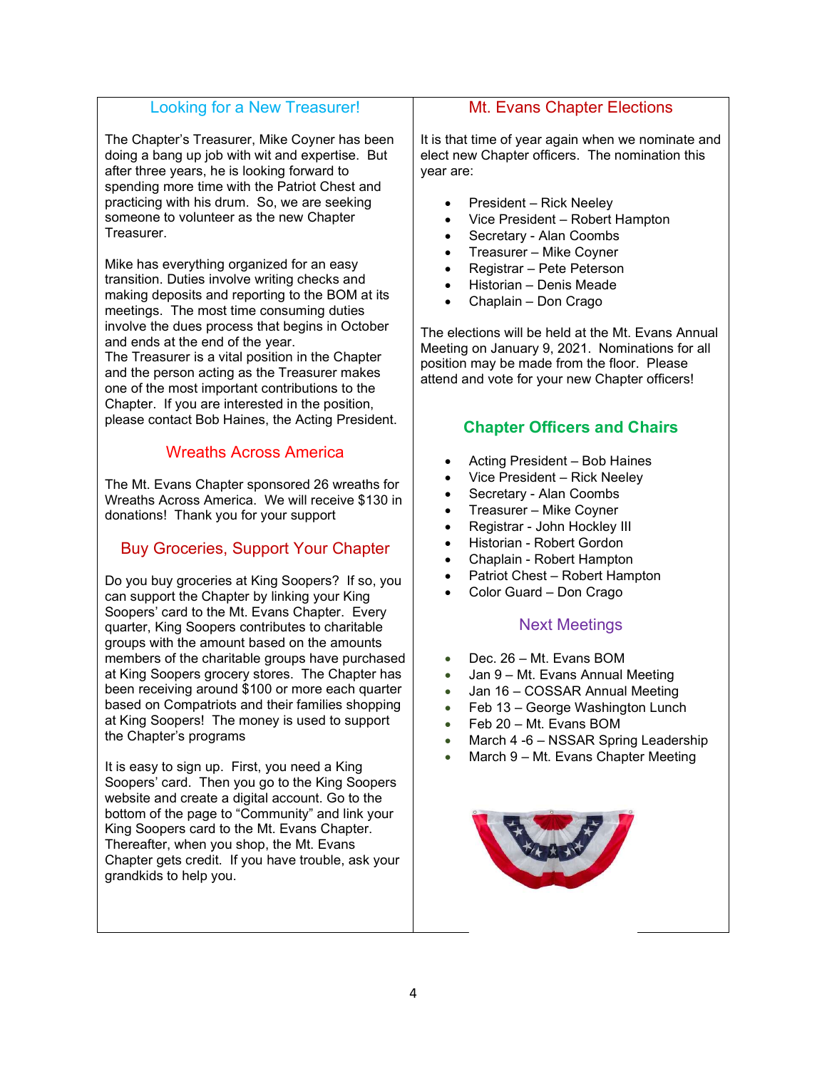## Looking for a New Treasurer!

The Chapter's Treasurer, Mike Coyner has been doing a bang up job with wit and expertise. But after three years, he is looking forward to spending more time with the Patriot Chest and practicing with his drum. So, we are seeking someone to volunteer as the new Chapter Treasurer.

Mike has everything organized for an easy transition. Duties involve writing checks and making deposits and reporting to the BOM at its meetings. The most time consuming duties involve the dues process that begins in October and ends at the end of the year.
The Treasurer is a vital position in the Chapter and the person acting as the Treasurer makes one of the most important contributions to the Chapter. If you are interested in the position, please contact Bob Haines, the Acting President.

## Wreaths Across America

The Mt. Evans Chapter sponsored 26 wreaths for Wreaths Across America. We will receive $130 in donations! Thank you for your support

## Buy Groceries, Support Your Chapter

Do you buy groceries at King Soopers? If so, you can support the Chapter by linking your King Soopers' card to the Mt. Evans Chapter. Every quarter, King Soopers contributes to charitable groups with the amount based on the amounts members of the charitable groups have purchased at King Soopers grocery stores. The Chapter has been receiving around $100 or more each quarter based on Compatriots and their families shopping at King Soopers! The money is used to support the Chapter's programs

It is easy to sign up. First, you need a King Soopers' card. Then you go to the King Soopers website and create a digital account. Go to the bottom of the page to "Community" and link your King Soopers card to the Mt. Evans Chapter. Thereafter, when you shop, the Mt. Evans Chapter gets credit. If you have trouble, ask your grandkids to help you.

## Mt. Evans Chapter Elections

It is that time of year again when we nominate and elect new Chapter officers. The nomination this year are:

- President – Rick Neeley
- Vice President – Robert Hampton
- Secretary - Alan Coombs
- Treasurer – Mike Coyner
- Registrar – Pete Peterson
- Historian – Denis Meade
- Chaplain – Don Crago

The elections will be held at the Mt. Evans Annual Meeting on January 9, 2021. Nominations for all position may be made from the floor. Please attend and vote for your new Chapter officers!

## Chapter Officers and Chairs

- Acting President – Bob Haines
- Vice President – Rick Neeley
- Secretary - Alan Coombs
- Treasurer – Mike Coyner
- Registrar - John Hockley III
- Historian - Robert Gordon
- Chaplain - Robert Hampton
- Patriot Chest – Robert Hampton
- Color Guard – Don Crago

## Next Meetings

- Dec. 26 – Mt. Evans BOM
- Jan 9 – Mt. Evans Annual Meeting
- Jan 16 – COSSAR Annual Meeting
- Feb 13 – George Washington Lunch
- Feb 20 – Mt. Evans BOM
- March 4 -6 – NSSAR Spring Leadership
- March 9 – Mt. Evans Chapter Meeting